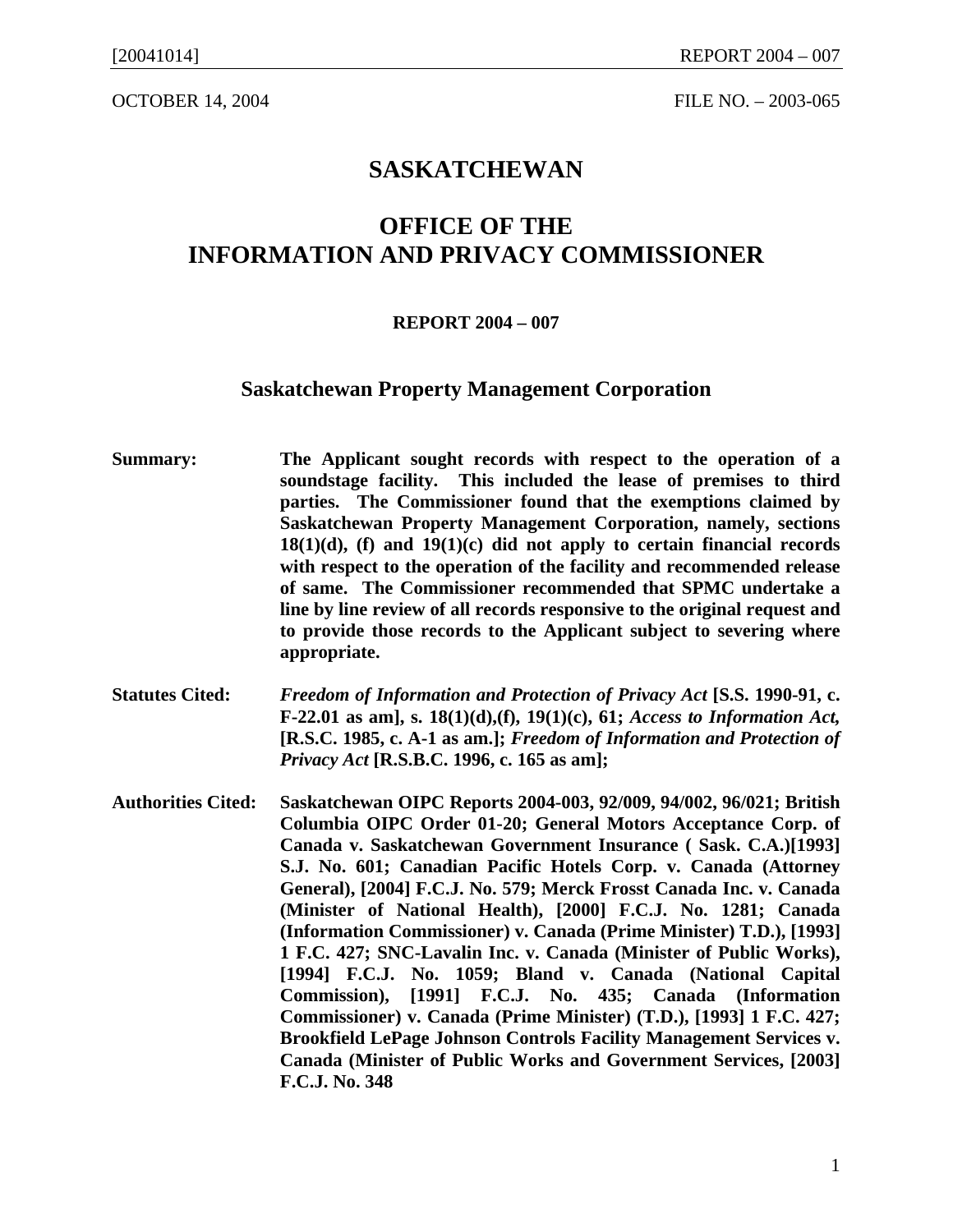OCTOBER 14, 2004 FILE NO. – 2003-065

# SASKATCHEWAN

# OFFICE OF THE INFORMATION AND PRIVACY COMMISSIONER

**REPORT 2004 – 007**

## Saskatchewan Property Management Corporation

**Summary:** **The Applicant sought records with respect to the operation of a soundstage facility. This included the lease of premises to third parties. The Commissioner found that the exemptions claimed by Saskatchewan Property Management Corporation, namely, sections 18(1)(d), (f) and 19(1)(c) did not apply to certain financial records with respect to the operation of the facility and recommended release of same. The Commissioner recommended that SPMC undertake a line by line review of all records responsive to the original request and to provide those records to the Applicant subject to severing where appropriate.**

**Statutes Cited:** ***Freedom of Information and Protection of Privacy Act*** **[S.S. 1990-91, c. F-22.01 as am], s. 18(1)(d),(f), 19(1)(c), 61;** ***Access to Information Act,*** **[R.S.C. 1985, c. A-1 as am.];** ***Freedom of Information and Protection of Privacy Act*** **[R.S.B.C. 1996, c. 165 as am];**

**Authorities Cited:** **Saskatchewan OIPC Reports 2004-003, 92/009, 94/002, 96/021; British Columbia OIPC Order 01-20; General Motors Acceptance Corp. of Canada v. Saskatchewan Government Insurance ( Sask. C.A.)[1993] S.J. No. 601; Canadian Pacific Hotels Corp. v. Canada (Attorney General), [2004] F.C.J. No. 579; Merck Frosst Canada Inc. v. Canada (Minister of National Health), [2000] F.C.J. No. 1281; Canada (Information Commissioner) v. Canada (Prime Minister) T.D.), [1993] 1 F.C. 427; SNC-Lavalin Inc. v. Canada (Minister of Public Works), [1994] F.C.J. No. 1059; Bland v. Canada (National Capital Commission), [1991] F.C.J. No. 435; Canada (Information Commissioner) v. Canada (Prime Minister) (T.D.), [1993] 1 F.C. 427; Brookfield LePage Johnson Controls Facility Management Services v. Canada (Minister of Public Works and Government Services, [2003] F.C.J. No. 348**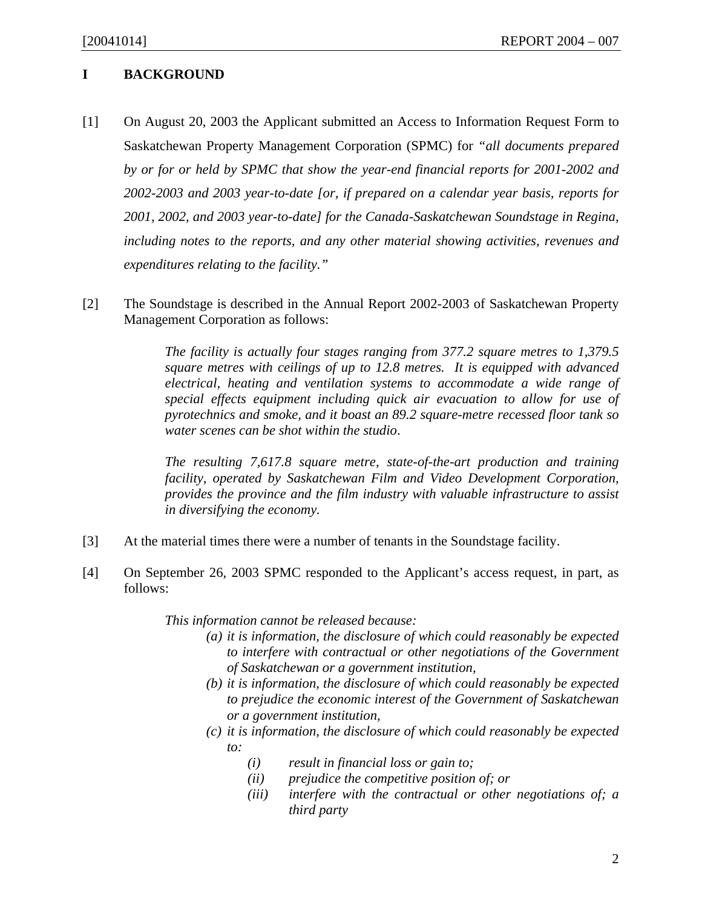## I BACKGROUND

[1] On August 20, 2003 the Applicant submitted an Access to Information Request Form to Saskatchewan Property Management Corporation (SPMC) for *"all documents prepared by or for or held by SPMC that show the year-end financial reports for 2001-2002 and 2002-2003 and 2003 year-to-date [or, if prepared on a calendar year basis, reports for 2001, 2002, and 2003 year-to-date] for the Canada-Saskatchewan Soundstage in Regina, including notes to the reports, and any other material showing activities, revenues and expenditures relating to the facility."*

[2] The Soundstage is described in the Annual Report 2002-2003 of Saskatchewan Property Management Corporation as follows:

> *The facility is actually four stages ranging from 377.2 square metres to 1,379.5 square metres with ceilings of up to 12.8 metres. It is equipped with advanced electrical, heating and ventilation systems to accommodate a wide range of special effects equipment including quick air evacuation to allow for use of pyrotechnics and smoke, and it boast an 89.2 square-metre recessed floor tank so water scenes can be shot within the studio.*
>
> *The resulting 7,617.8 square metre, state-of-the-art production and training facility, operated by Saskatchewan Film and Video Development Corporation, provides the province and the film industry with valuable infrastructure to assist in diversifying the economy.*

[3] At the material times there were a number of tenants in the Soundstage facility.

[4] On September 26, 2003 SPMC responded to the Applicant's access request, in part, as follows:

> *This information cannot be released because:*
>
> *(a) it is information, the disclosure of which could reasonably be expected to interfere with contractual or other negotiations of the Government of Saskatchewan or a government institution,*
>
> *(b) it is information, the disclosure of which could reasonably be expected to prejudice the economic interest of the Government of Saskatchewan or a government institution,*
>
> *(c) it is information, the disclosure of which could reasonably be expected to:*
>
> *(i) result in financial loss or gain to;*
>
> *(ii) prejudice the competitive position of; or*
>
> *(iii) interfere with the contractual or other negotiations of; a third party*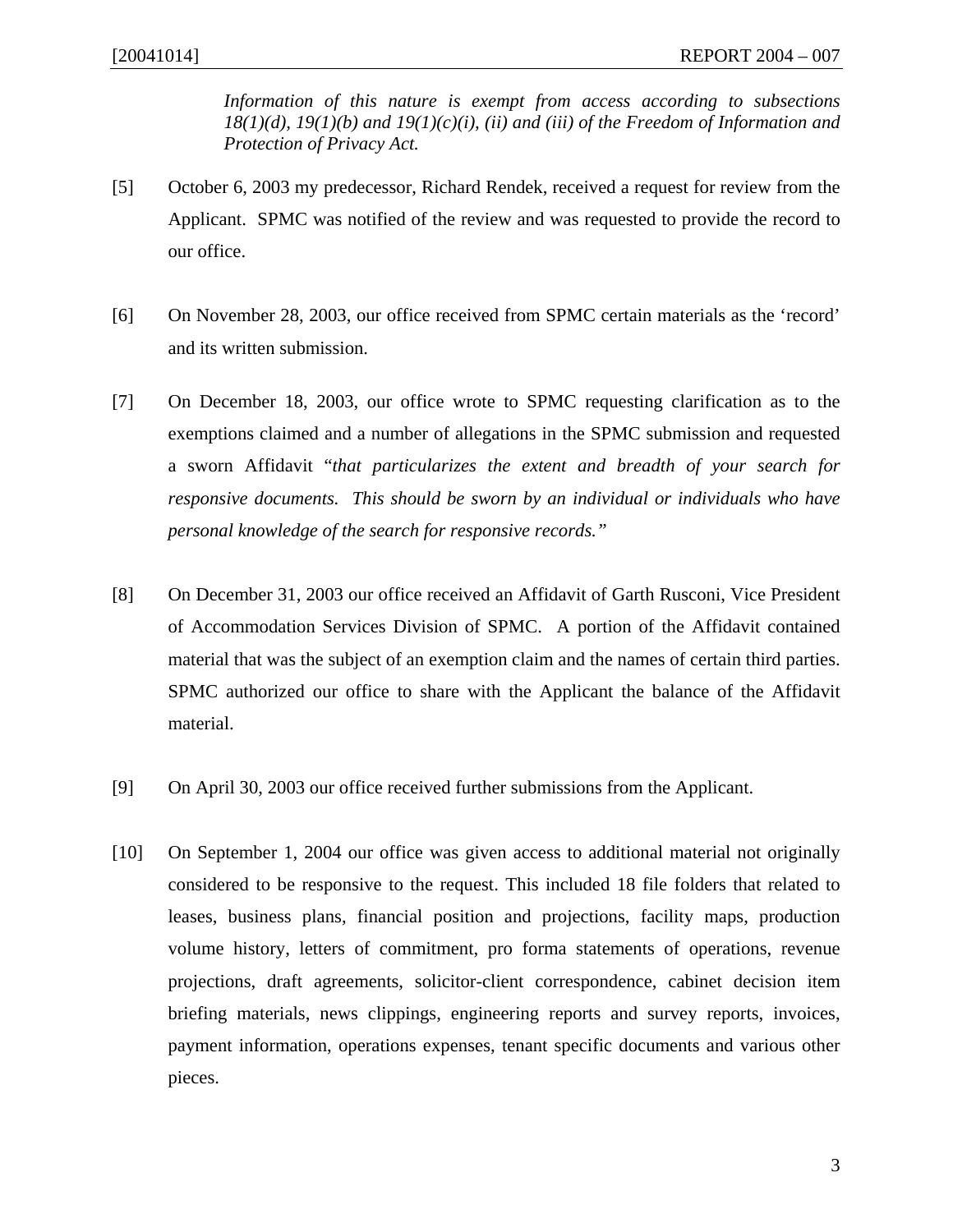> *Information of this nature is exempt from access according to subsections 18(1)(d), 19(1)(b) and 19(1)(c)(i), (ii) and (iii) of the Freedom of Information and Protection of Privacy Act.*

[5] October 6, 2003 my predecessor, Richard Rendek, received a request for review from the Applicant. SPMC was notified of the review and was requested to provide the record to our office.

[6] On November 28, 2003, our office received from SPMC certain materials as the 'record' and its written submission.

[7] On December 18, 2003, our office wrote to SPMC requesting clarification as to the exemptions claimed and a number of allegations in the SPMC submission and requested a sworn Affidavit "*that particularizes the extent and breadth of your search for responsive documents. This should be sworn by an individual or individuals who have personal knowledge of the search for responsive records.*"

[8] On December 31, 2003 our office received an Affidavit of Garth Rusconi, Vice President of Accommodation Services Division of SPMC. A portion of the Affidavit contained material that was the subject of an exemption claim and the names of certain third parties. SPMC authorized our office to share with the Applicant the balance of the Affidavit material.

[9] On April 30, 2003 our office received further submissions from the Applicant.

[10] On September 1, 2004 our office was given access to additional material not originally considered to be responsive to the request. This included 18 file folders that related to leases, business plans, financial position and projections, facility maps, production volume history, letters of commitment, pro forma statements of operations, revenue projections, draft agreements, solicitor-client correspondence, cabinet decision item briefing materials, news clippings, engineering reports and survey reports, invoices, payment information, operations expenses, tenant specific documents and various other pieces.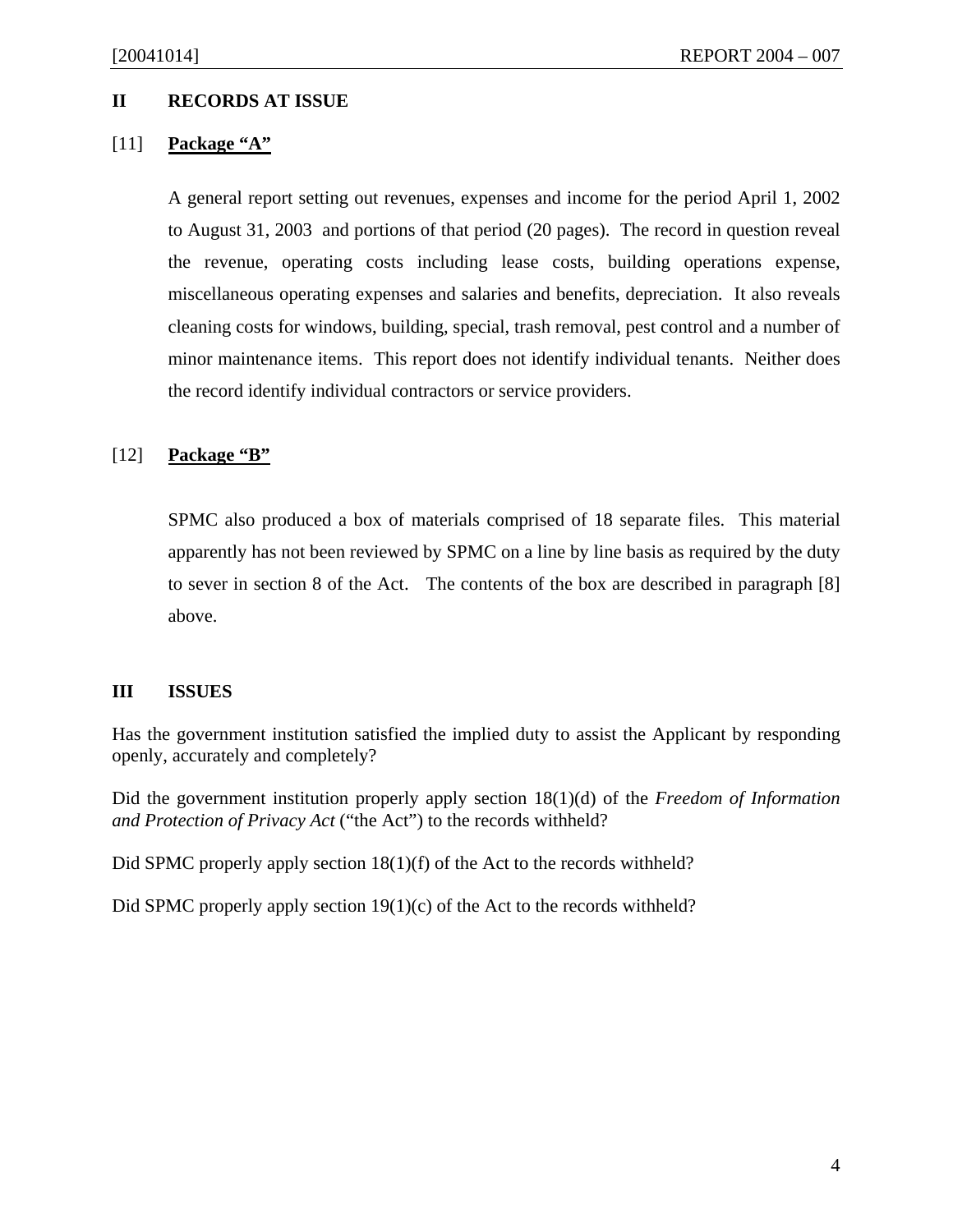## II RECORDS AT ISSUE

[11] **Package "A"**

A general report setting out revenues, expenses and income for the period April 1, 2002 to August 31, 2003 and portions of that period (20 pages). The record in question reveal the revenue, operating costs including lease costs, building operations expense, miscellaneous operating expenses and salaries and benefits, depreciation. It also reveals cleaning costs for windows, building, special, trash removal, pest control and a number of minor maintenance items. This report does not identify individual tenants. Neither does the record identify individual contractors or service providers.

[12] **Package "B"**

SPMC also produced a box of materials comprised of 18 separate files. This material apparently has not been reviewed by SPMC on a line by line basis as required by the duty to sever in section 8 of the Act. The contents of the box are described in paragraph [8] above.

## III ISSUES

Has the government institution satisfied the implied duty to assist the Applicant by responding openly, accurately and completely?

Did the government institution properly apply section 18(1)(d) of the *Freedom of Information and Protection of Privacy Act* ("the Act") to the records withheld?

Did SPMC properly apply section 18(1)(f) of the Act to the records withheld?

Did SPMC properly apply section 19(1)(c) of the Act to the records withheld?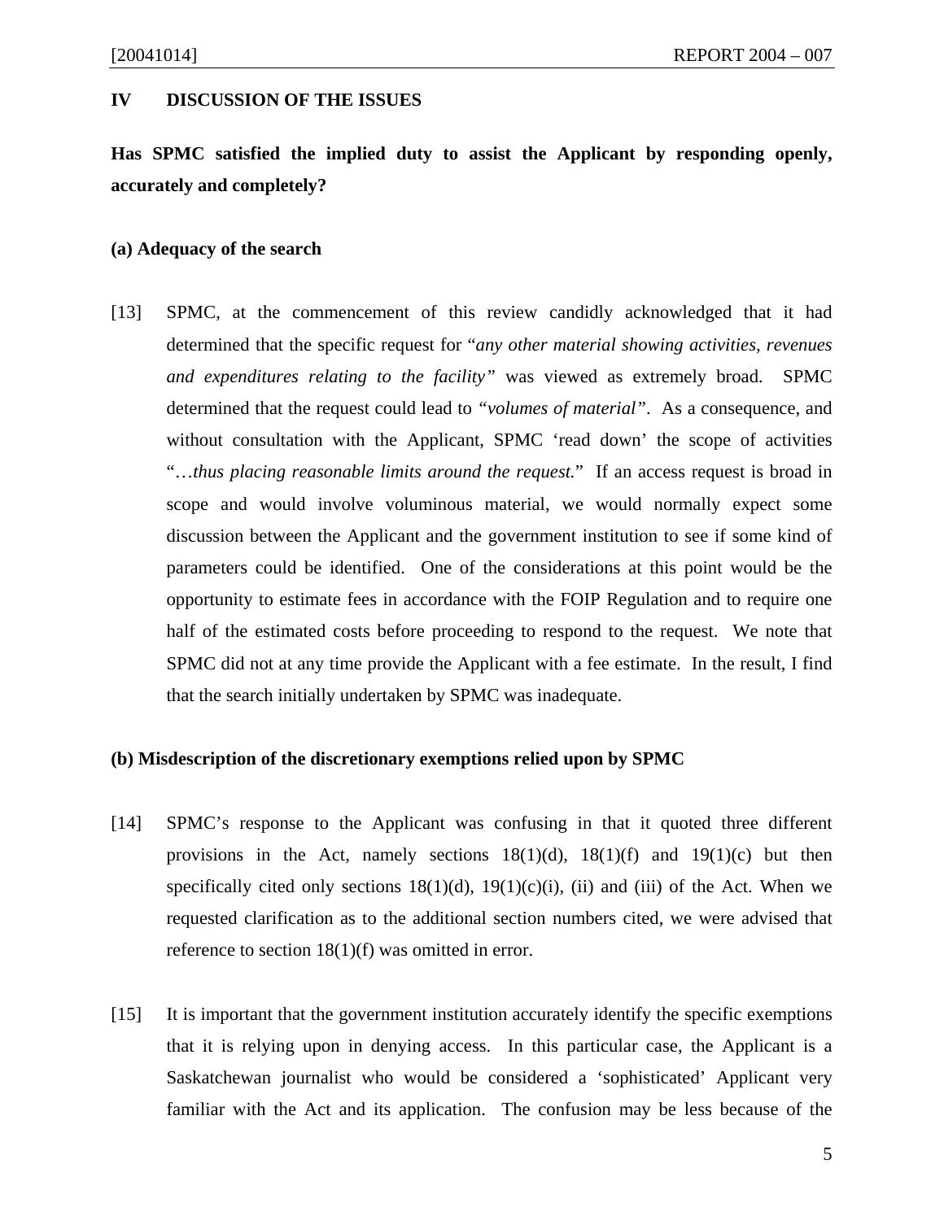## IV DISCUSSION OF THE ISSUES

**Has SPMC satisfied the implied duty to assist the Applicant by responding openly, accurately and completely?**

**(a) Adequacy of the search**

[13] SPMC, at the commencement of this review candidly acknowledged that it had determined that the specific request for "*any other material showing activities, revenues and expenditures relating to the facility*" was viewed as extremely broad. SPMC determined that the request could lead to *"volumes of material"*. As a consequence, and without consultation with the Applicant, SPMC 'read down' the scope of activities "…*thus placing reasonable limits around the request.*" If an access request is broad in scope and would involve voluminous material, we would normally expect some discussion between the Applicant and the government institution to see if some kind of parameters could be identified. One of the considerations at this point would be the opportunity to estimate fees in accordance with the FOIP Regulation and to require one half of the estimated costs before proceeding to respond to the request. We note that SPMC did not at any time provide the Applicant with a fee estimate. In the result, I find that the search initially undertaken by SPMC was inadequate.

**(b) Misdescription of the discretionary exemptions relied upon by SPMC**

[14] SPMC's response to the Applicant was confusing in that it quoted three different provisions in the Act, namely sections 18(1)(d), 18(1)(f) and 19(1)(c) but then specifically cited only sections 18(1)(d), 19(1)(c)(i), (ii) and (iii) of the Act. When we requested clarification as to the additional section numbers cited, we were advised that reference to section 18(1)(f) was omitted in error.

[15] It is important that the government institution accurately identify the specific exemptions that it is relying upon in denying access. In this particular case, the Applicant is a Saskatchewan journalist who would be considered a 'sophisticated' Applicant very familiar with the Act and its application. The confusion may be less because of the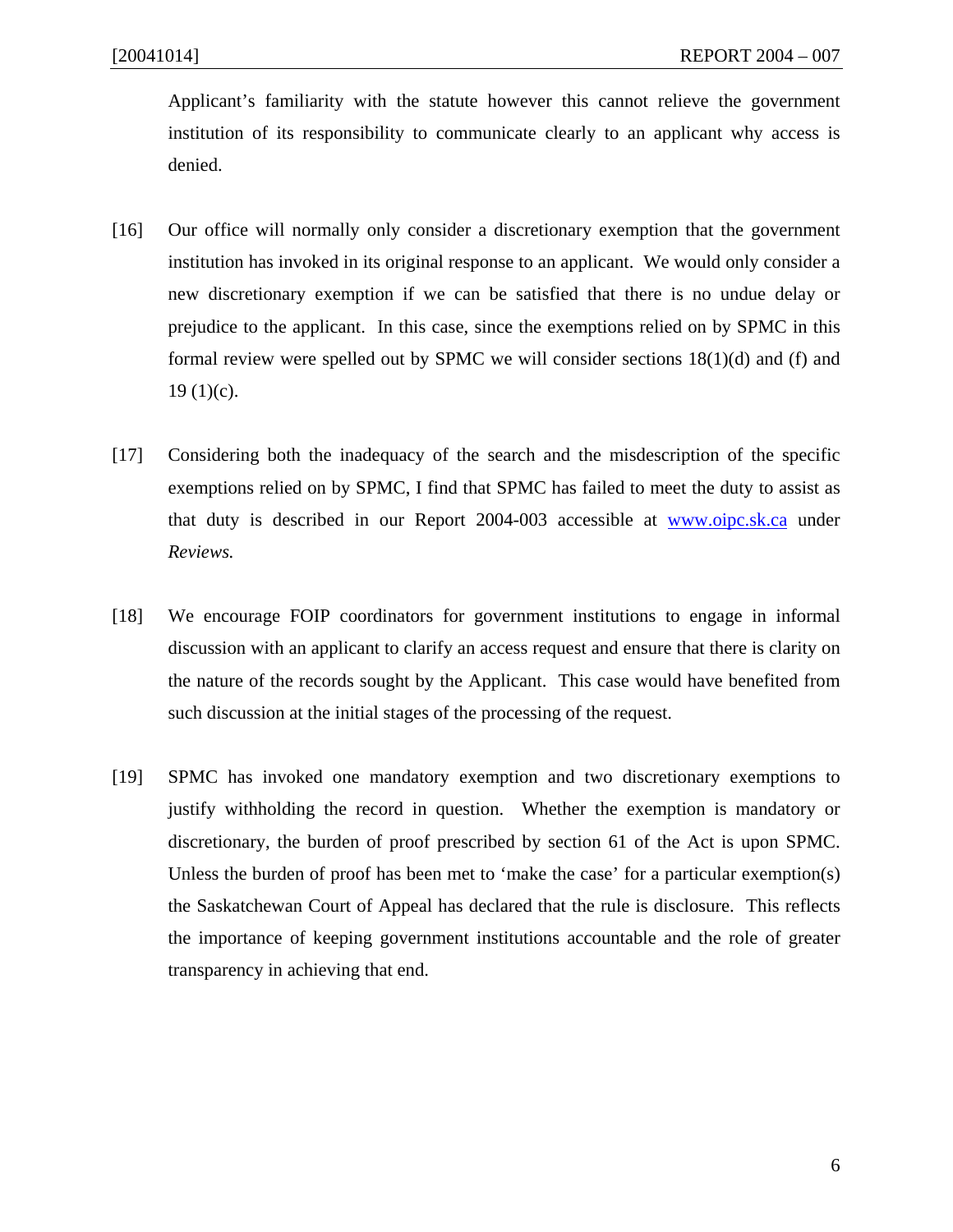Applicant's familiarity with the statute however this cannot relieve the government institution of its responsibility to communicate clearly to an applicant why access is denied.

[16] Our office will normally only consider a discretionary exemption that the government institution has invoked in its original response to an applicant. We would only consider a new discretionary exemption if we can be satisfied that there is no undue delay or prejudice to the applicant. In this case, since the exemptions relied on by SPMC in this formal review were spelled out by SPMC we will consider sections 18(1)(d) and (f) and 19 (1)(c).

[17] Considering both the inadequacy of the search and the misdescription of the specific exemptions relied on by SPMC, I find that SPMC has failed to meet the duty to assist as that duty is described in our Report 2004-003 accessible at [www.oipc.sk.ca](http://www.oipc.sk.ca) under *Reviews.*

[18] We encourage FOIP coordinators for government institutions to engage in informal discussion with an applicant to clarify an access request and ensure that there is clarity on the nature of the records sought by the Applicant. This case would have benefited from such discussion at the initial stages of the processing of the request.

[19] SPMC has invoked one mandatory exemption and two discretionary exemptions to justify withholding the record in question. Whether the exemption is mandatory or discretionary, the burden of proof prescribed by section 61 of the Act is upon SPMC. Unless the burden of proof has been met to 'make the case' for a particular exemption(s) the Saskatchewan Court of Appeal has declared that the rule is disclosure. This reflects the importance of keeping government institutions accountable and the role of greater transparency in achieving that end.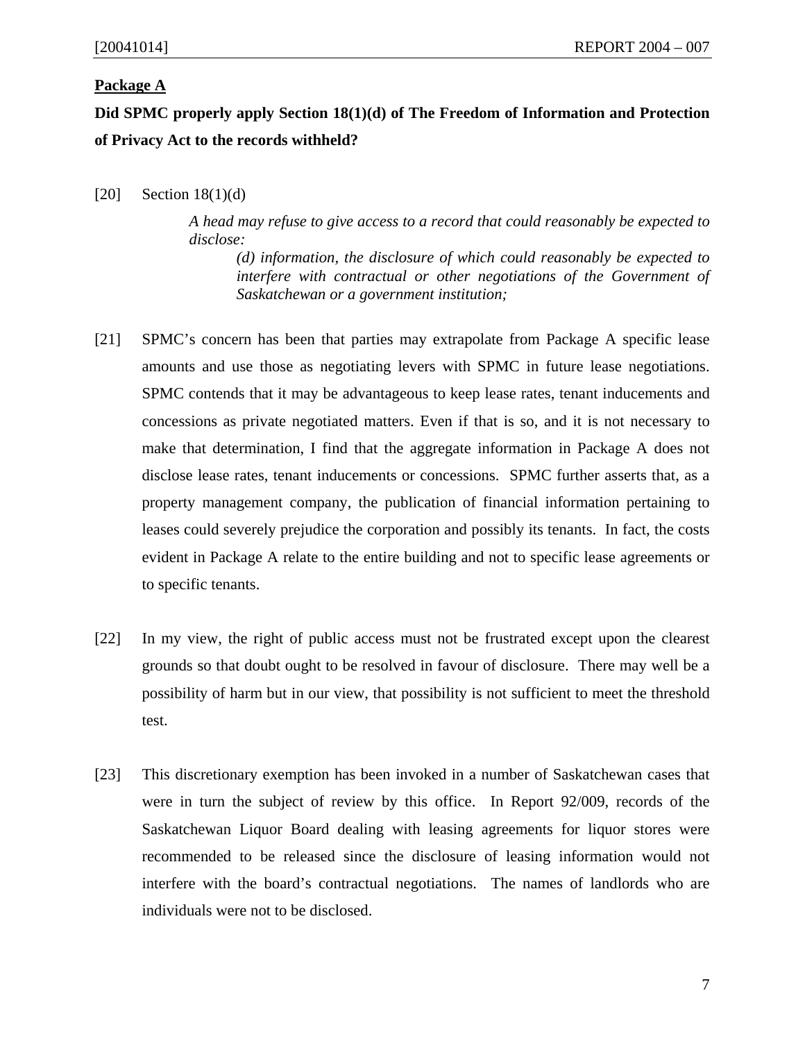**Package A**

**Did SPMC properly apply Section 18(1)(d) of The Freedom of Information and Protection of Privacy Act to the records withheld?**

[20] Section 18(1)(d)

> *A head may refuse to give access to a record that could reasonably be expected to disclose:*
>
> > *(d) information, the disclosure of which could reasonably be expected to interfere with contractual or other negotiations of the Government of Saskatchewan or a government institution;*

[21] SPMC's concern has been that parties may extrapolate from Package A specific lease amounts and use those as negotiating levers with SPMC in future lease negotiations. SPMC contends that it may be advantageous to keep lease rates, tenant inducements and concessions as private negotiated matters. Even if that is so, and it is not necessary to make that determination, I find that the aggregate information in Package A does not disclose lease rates, tenant inducements or concessions. SPMC further asserts that, as a property management company, the publication of financial information pertaining to leases could severely prejudice the corporation and possibly its tenants. In fact, the costs evident in Package A relate to the entire building and not to specific lease agreements or to specific tenants.

[22] In my view, the right of public access must not be frustrated except upon the clearest grounds so that doubt ought to be resolved in favour of disclosure. There may well be a possibility of harm but in our view, that possibility is not sufficient to meet the threshold test.

[23] This discretionary exemption has been invoked in a number of Saskatchewan cases that were in turn the subject of review by this office. In Report 92/009, records of the Saskatchewan Liquor Board dealing with leasing agreements for liquor stores were recommended to be released since the disclosure of leasing information would not interfere with the board's contractual negotiations. The names of landlords who are individuals were not to be disclosed.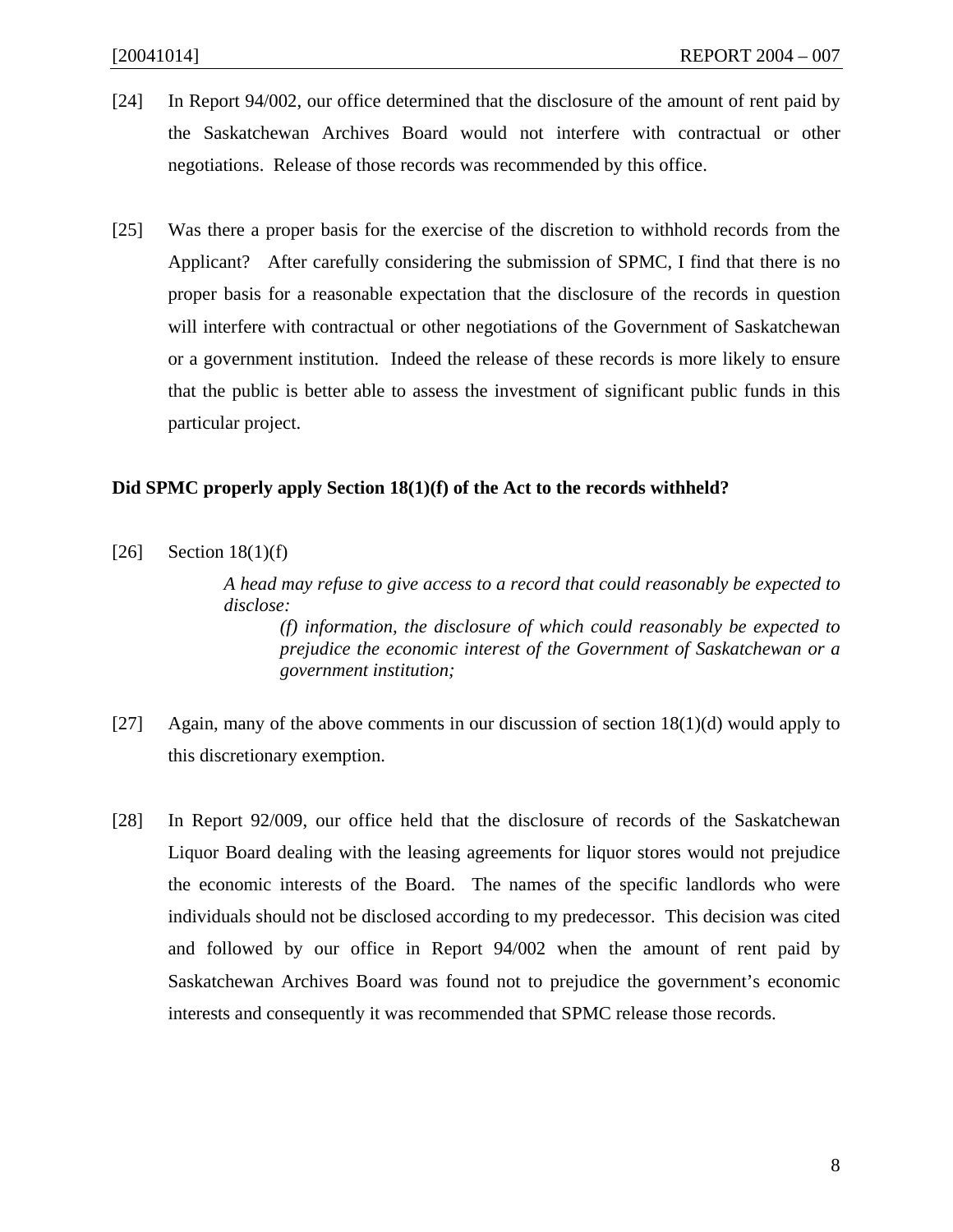[24] In Report 94/002, our office determined that the disclosure of the amount of rent paid by the Saskatchewan Archives Board would not interfere with contractual or other negotiations. Release of those records was recommended by this office.

[25] Was there a proper basis for the exercise of the discretion to withhold records from the Applicant? After carefully considering the submission of SPMC, I find that there is no proper basis for a reasonable expectation that the disclosure of the records in question will interfere with contractual or other negotiations of the Government of Saskatchewan or a government institution. Indeed the release of these records is more likely to ensure that the public is better able to assess the investment of significant public funds in this particular project.

**Did SPMC properly apply Section 18(1)(f) of the Act to the records withheld?**

[26] Section 18(1)(f)

> *A head may refuse to give access to a record that could reasonably be expected to disclose:*
>
> > *(f) information, the disclosure of which could reasonably be expected to prejudice the economic interest of the Government of Saskatchewan or a government institution;*

[27] Again, many of the above comments in our discussion of section 18(1)(d) would apply to this discretionary exemption.

[28] In Report 92/009, our office held that the disclosure of records of the Saskatchewan Liquor Board dealing with the leasing agreements for liquor stores would not prejudice the economic interests of the Board. The names of the specific landlords who were individuals should not be disclosed according to my predecessor. This decision was cited and followed by our office in Report 94/002 when the amount of rent paid by Saskatchewan Archives Board was found not to prejudice the government's economic interests and consequently it was recommended that SPMC release those records.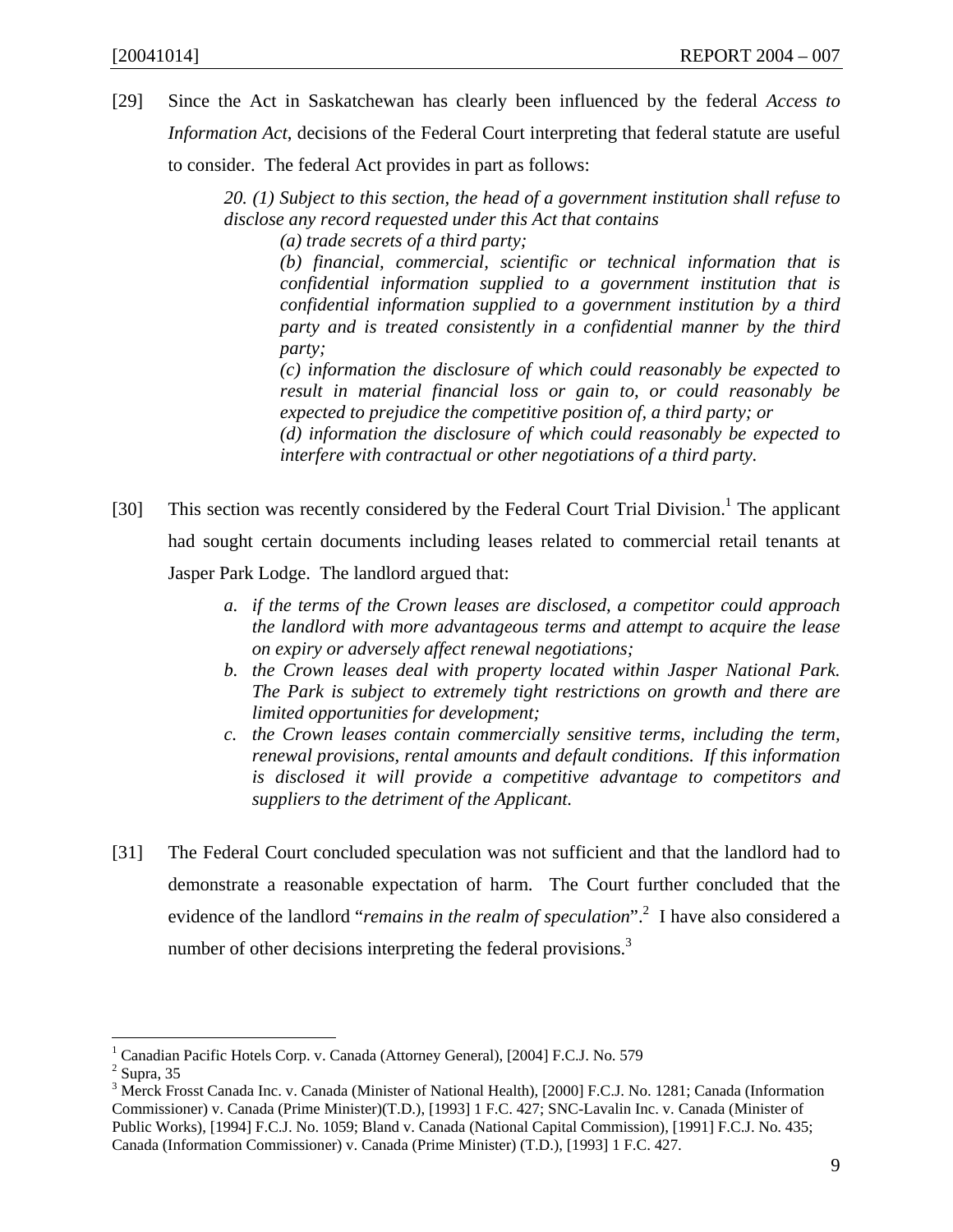[29] Since the Act in Saskatchewan has clearly been influenced by the federal *Access to Information Act*, decisions of the Federal Court interpreting that federal statute are useful to consider. The federal Act provides in part as follows:

> *20. (1) Subject to this section, the head of a government institution shall refuse to disclose any record requested under this Act that contains*
>
> *(a) trade secrets of a third party;*
>
> *(b) financial, commercial, scientific or technical information that is confidential information supplied to a government institution that is confidential information supplied to a government institution by a third party and is treated consistently in a confidential manner by the third party;*
>
> *(c) information the disclosure of which could reasonably be expected to result in material financial loss or gain to, or could reasonably be expected to prejudice the competitive position of, a third party; or*
>
> *(d) information the disclosure of which could reasonably be expected to interfere with contractual or other negotiations of a third party.*

[30] This section was recently considered by the Federal Court Trial Division.[1] The applicant had sought certain documents including leases related to commercial retail tenants at Jasper Park Lodge. The landlord argued that:

> a. *if the terms of the Crown leases are disclosed, a competitor could approach the landlord with more advantageous terms and attempt to acquire the lease on expiry or adversely affect renewal negotiations;*
>
> b. *the Crown leases deal with property located within Jasper National Park. The Park is subject to extremely tight restrictions on growth and there are limited opportunities for development;*
>
> c. *the Crown leases contain commercially sensitive terms, including the term, renewal provisions, rental amounts and default conditions. If this information is disclosed it will provide a competitive advantage to competitors and suppliers to the detriment of the Applicant.*

[31] The Federal Court concluded speculation was not sufficient and that the landlord had to demonstrate a reasonable expectation of harm. The Court further concluded that the evidence of the landlord "*remains in the realm of speculation*".[2] I have also considered a number of other decisions interpreting the federal provisions.[3]

---

[1] Canadian Pacific Hotels Corp. v. Canada (Attorney General), [2004] F.C.J. No. 579

[2] Supra, 35

[3] Merck Frosst Canada Inc. v. Canada (Minister of National Health), [2000] F.C.J. No. 1281; Canada (Information Commissioner) v. Canada (Prime Minister)(T.D.), [1993] 1 F.C. 427; SNC-Lavalin Inc. v. Canada (Minister of Public Works), [1994] F.C.J. No. 1059; Bland v. Canada (National Capital Commission), [1991] F.C.J. No. 435; Canada (Information Commissioner) v. Canada (Prime Minister) (T.D.), [1993] 1 F.C. 427.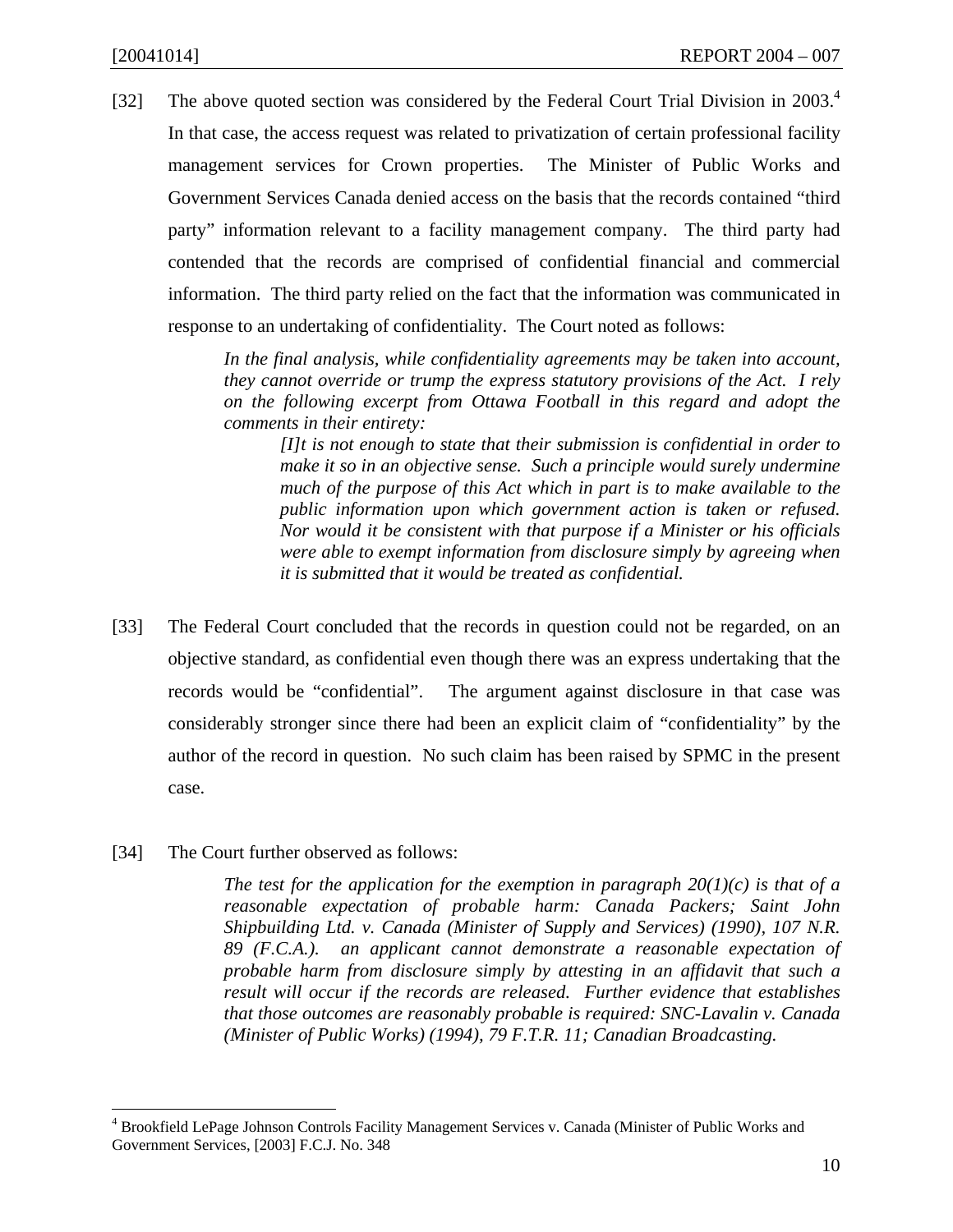[32] The above quoted section was considered by the Federal Court Trial Division in 2003.[4] In that case, the access request was related to privatization of certain professional facility management services for Crown properties. The Minister of Public Works and Government Services Canada denied access on the basis that the records contained "third party" information relevant to a facility management company. The third party had contended that the records are comprised of confidential financial and commercial information. The third party relied on the fact that the information was communicated in response to an undertaking of confidentiality. The Court noted as follows:

> *In the final analysis, while confidentiality agreements may be taken into account, they cannot override or trump the express statutory provisions of the Act. I rely on the following excerpt from Ottawa Football in this regard and adopt the comments in their entirety:*
>
> > *[I]t is not enough to state that their submission is confidential in order to make it so in an objective sense. Such a principle would surely undermine much of the purpose of this Act which in part is to make available to the public information upon which government action is taken or refused. Nor would it be consistent with that purpose if a Minister or his officials were able to exempt information from disclosure simply by agreeing when it is submitted that it would be treated as confidential.*

[33] The Federal Court concluded that the records in question could not be regarded, on an objective standard, as confidential even though there was an express undertaking that the records would be "confidential". The argument against disclosure in that case was considerably stronger since there had been an explicit claim of "confidentiality" by the author of the record in question. No such claim has been raised by SPMC in the present case.

[34] The Court further observed as follows:

> *The test for the application for the exemption in paragraph 20(1)(c) is that of a reasonable expectation of probable harm: Canada Packers; Saint John Shipbuilding Ltd. v. Canada (Minister of Supply and Services) (1990), 107 N.R. 89 (F.C.A.). an applicant cannot demonstrate a reasonable expectation of probable harm from disclosure simply by attesting in an affidavit that such a result will occur if the records are released. Further evidence that establishes that those outcomes are reasonably probable is required: SNC-Lavalin v. Canada (Minister of Public Works) (1994), 79 F.T.R. 11; Canadian Broadcasting.*

---

[4] Brookfield LePage Johnson Controls Facility Management Services v. Canada (Minister of Public Works and Government Services, [2003] F.C.J. No. 348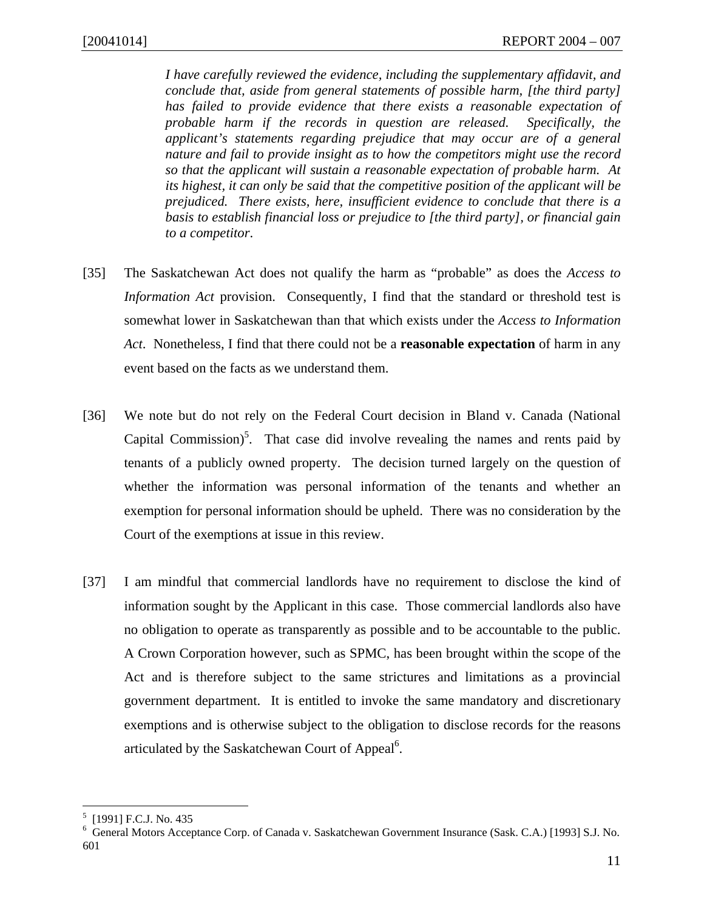> *I have carefully reviewed the evidence, including the supplementary affidavit, and conclude that, aside from general statements of possible harm, [the third party] has failed to provide evidence that there exists a reasonable expectation of probable harm if the records in question are released. Specifically, the applicant's statements regarding prejudice that may occur are of a general nature and fail to provide insight as to how the competitors might use the record so that the applicant will sustain a reasonable expectation of probable harm. At its highest, it can only be said that the competitive position of the applicant will be prejudiced. There exists, here, insufficient evidence to conclude that there is a basis to establish financial loss or prejudice to [the third party], or financial gain to a competitor.*

[35] The Saskatchewan Act does not qualify the harm as "probable" as does the *Access to Information Act* provision. Consequently, I find that the standard or threshold test is somewhat lower in Saskatchewan than that which exists under the *Access to Information Act*. Nonetheless, I find that there could not be a **reasonable expectation** of harm in any event based on the facts as we understand them.

[36] We note but do not rely on the Federal Court decision in Bland v. Canada (National Capital Commission)[5]. That case did involve revealing the names and rents paid by tenants of a publicly owned property. The decision turned largely on the question of whether the information was personal information of the tenants and whether an exemption for personal information should be upheld. There was no consideration by the Court of the exemptions at issue in this review.

[37] I am mindful that commercial landlords have no requirement to disclose the kind of information sought by the Applicant in this case. Those commercial landlords also have no obligation to operate as transparently as possible and to be accountable to the public. A Crown Corporation however, such as SPMC, has been brought within the scope of the Act and is therefore subject to the same strictures and limitations as a provincial government department. It is entitled to invoke the same mandatory and discretionary exemptions and is otherwise subject to the obligation to disclose records for the reasons articulated by the Saskatchewan Court of Appeal[6].

---

[5] [1991] F.C.J. No. 435

[6] General Motors Acceptance Corp. of Canada v. Saskatchewan Government Insurance (Sask. C.A.) [1993] S.J. No. 601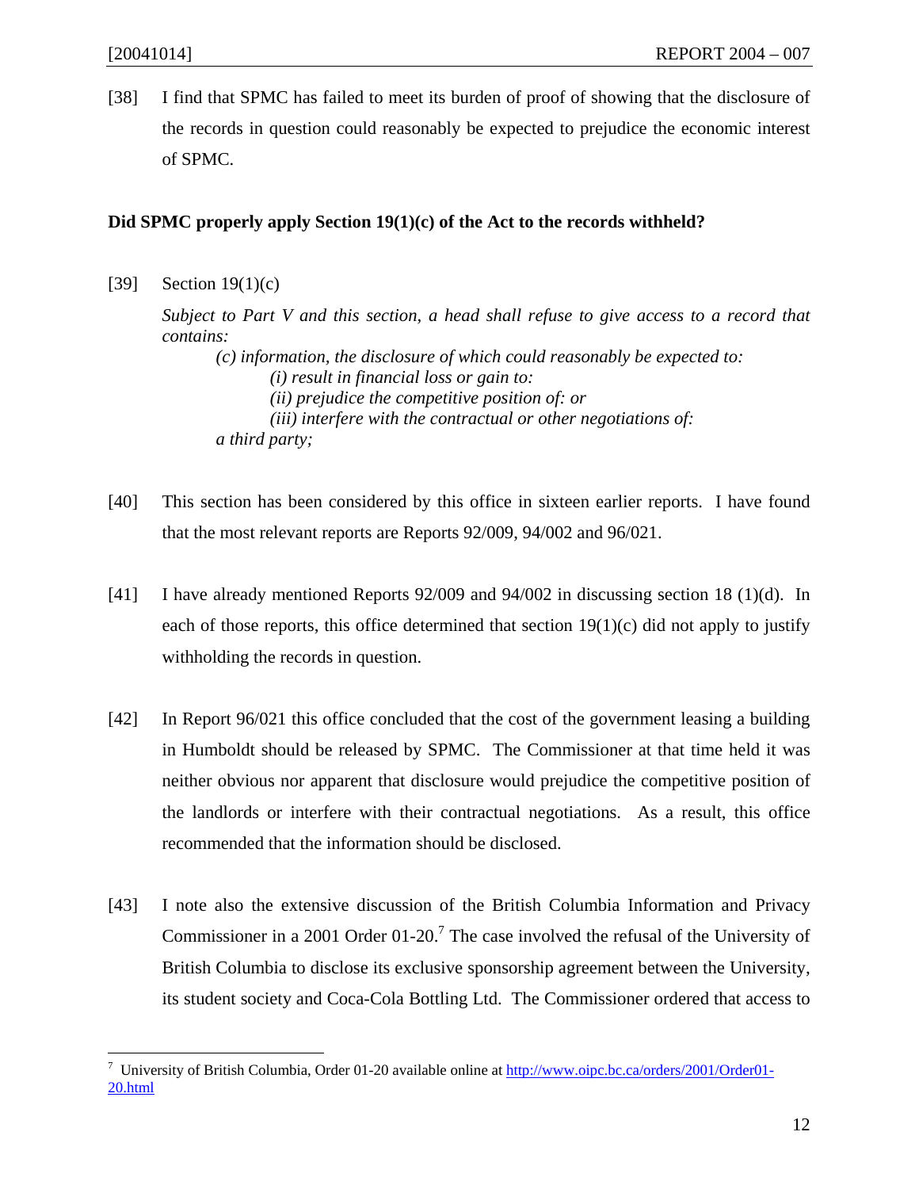[38] I find that SPMC has failed to meet its burden of proof of showing that the disclosure of the records in question could reasonably be expected to prejudice the economic interest of SPMC.

**Did SPMC properly apply Section 19(1)(c) of the Act to the records withheld?**

[39] Section 19(1)(c)

*Subject to Part V and this section, a head shall refuse to give access to a record that contains:*

> *(c) information, the disclosure of which could reasonably be expected to:*
>
> > *(i) result in financial loss or gain to:*
> >
> > *(ii) prejudice the competitive position of: or*
> >
> > *(iii) interfere with the contractual or other negotiations of:*
>
> *a third party;*

[40] This section has been considered by this office in sixteen earlier reports. I have found that the most relevant reports are Reports 92/009, 94/002 and 96/021.

[41] I have already mentioned Reports 92/009 and 94/002 in discussing section 18 (1)(d). In each of those reports, this office determined that section 19(1)(c) did not apply to justify withholding the records in question.

[42] In Report 96/021 this office concluded that the cost of the government leasing a building in Humboldt should be released by SPMC. The Commissioner at that time held it was neither obvious nor apparent that disclosure would prejudice the competitive position of the landlords or interfere with their contractual negotiations. As a result, this office recommended that the information should be disclosed.

[43] I note also the extensive discussion of the British Columbia Information and Privacy Commissioner in a 2001 Order 01-20.[7] The case involved the refusal of the University of British Columbia to disclose its exclusive sponsorship agreement between the University, its student society and Coca-Cola Bottling Ltd. The Commissioner ordered that access to

---

[7] University of British Columbia, Order 01-20 available online at http://www.oipc.bc.ca/orders/2001/Order01-20.html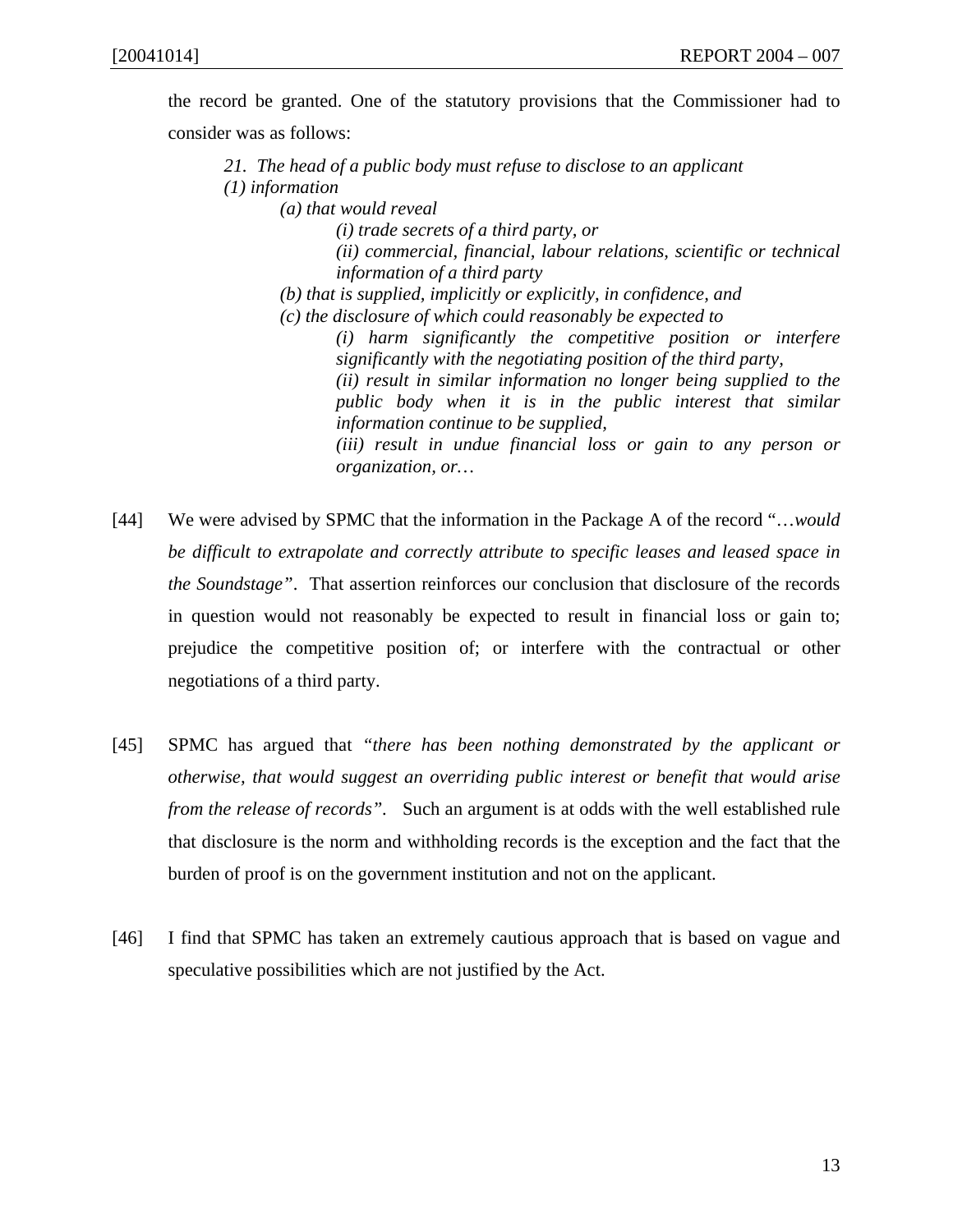the record be granted. One of the statutory provisions that the Commissioner had to consider was as follows:

> *21. The head of a public body must refuse to disclose to an applicant*
> *(1) information*
> *(a) that would reveal*
> *(i) trade secrets of a third party, or*
> *(ii) commercial, financial, labour relations, scientific or technical information of a third party*
> *(b) that is supplied, implicitly or explicitly, in confidence, and*
> *(c) the disclosure of which could reasonably be expected to*
> *(i) harm significantly the competitive position or interfere significantly with the negotiating position of the third party,*
> *(ii) result in similar information no longer being supplied to the public body when it is in the public interest that similar information continue to be supplied,*
> *(iii) result in undue financial loss or gain to any person or organization, or…*

[44] We were advised by SPMC that the information in the Package A of the record "…*would be difficult to extrapolate and correctly attribute to specific leases and leased space in the Soundstage*". That assertion reinforces our conclusion that disclosure of the records in question would not reasonably be expected to result in financial loss or gain to; prejudice the competitive position of; or interfere with the contractual or other negotiations of a third party.

[45] SPMC has argued that "*there has been nothing demonstrated by the applicant or otherwise, that would suggest an overriding public interest or benefit that would arise from the release of records*". Such an argument is at odds with the well established rule that disclosure is the norm and withholding records is the exception and the fact that the burden of proof is on the government institution and not on the applicant.

[46] I find that SPMC has taken an extremely cautious approach that is based on vague and speculative possibilities which are not justified by the Act.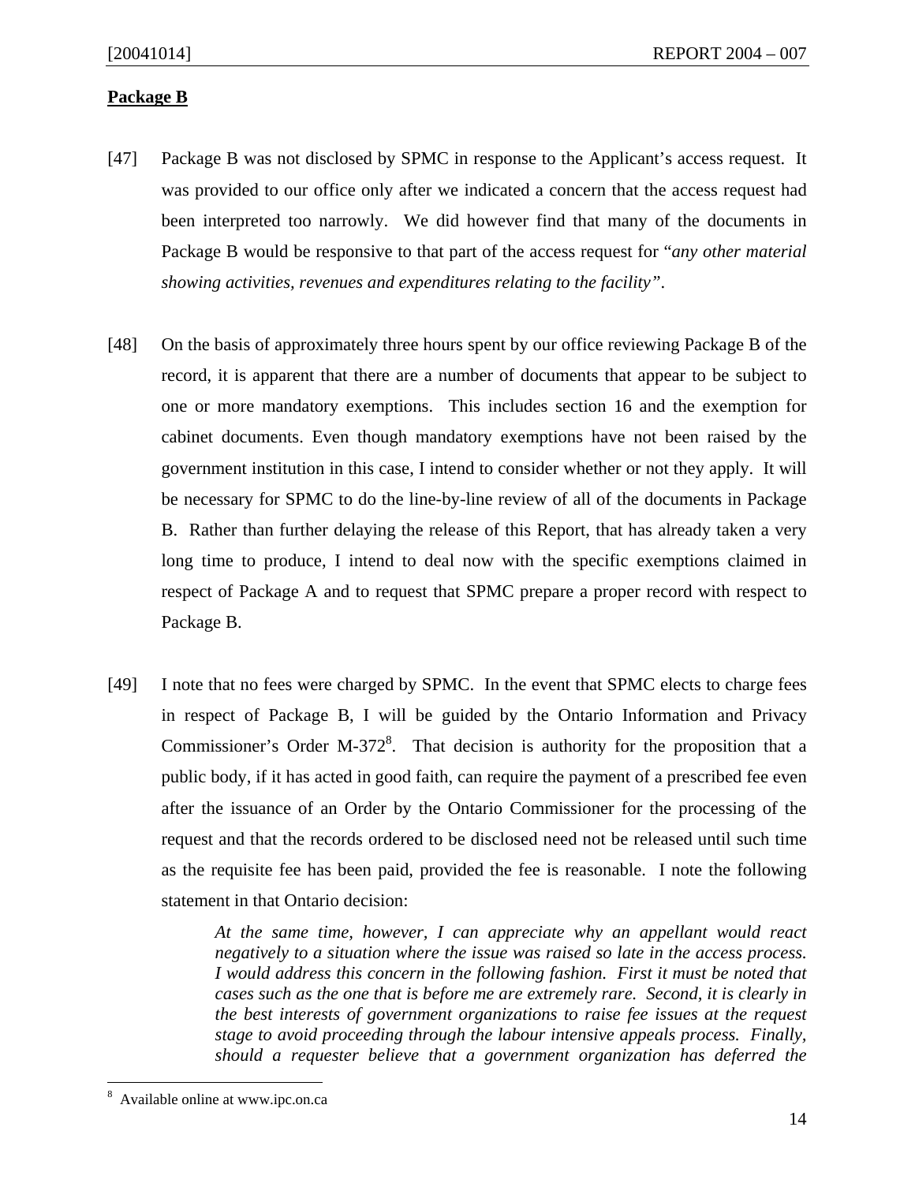**Package B**

[47] Package B was not disclosed by SPMC in response to the Applicant's access request. It was provided to our office only after we indicated a concern that the access request had been interpreted too narrowly. We did however find that many of the documents in Package B would be responsive to that part of the access request for "*any other material showing activities, revenues and expenditures relating to the facility"*.

[48] On the basis of approximately three hours spent by our office reviewing Package B of the record, it is apparent that there are a number of documents that appear to be subject to one or more mandatory exemptions. This includes section 16 and the exemption for cabinet documents. Even though mandatory exemptions have not been raised by the government institution in this case, I intend to consider whether or not they apply. It will be necessary for SPMC to do the line-by-line review of all of the documents in Package B. Rather than further delaying the release of this Report, that has already taken a very long time to produce, I intend to deal now with the specific exemptions claimed in respect of Package A and to request that SPMC prepare a proper record with respect to Package B.

[49] I note that no fees were charged by SPMC. In the event that SPMC elects to charge fees in respect of Package B, I will be guided by the Ontario Information and Privacy Commissioner's Order M-372[8]. That decision is authority for the proposition that a public body, if it has acted in good faith, can require the payment of a prescribed fee even after the issuance of an Order by the Ontario Commissioner for the processing of the request and that the records ordered to be disclosed need not be released until such time as the requisite fee has been paid, provided the fee is reasonable. I note the following statement in that Ontario decision:

> *At the same time, however, I can appreciate why an appellant would react negatively to a situation where the issue was raised so late in the access process. I would address this concern in the following fashion. First it must be noted that cases such as the one that is before me are extremely rare. Second, it is clearly in the best interests of government organizations to raise fee issues at the request stage to avoid proceeding through the labour intensive appeals process. Finally, should a requester believe that a government organization has deferred the*

[8] Available online at www.ipc.on.ca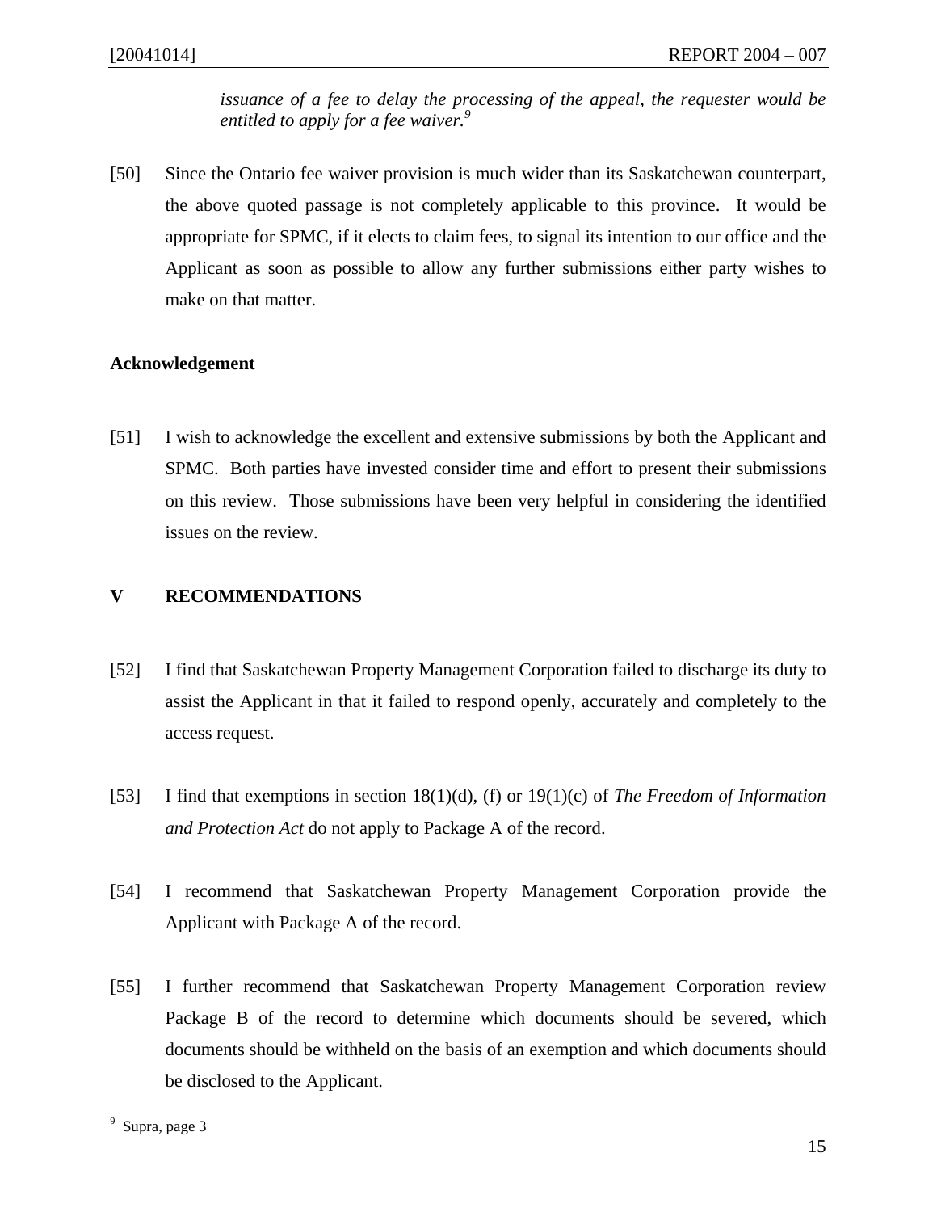*issuance of a fee to delay the processing of the appeal, the requester would be entitled to apply for a fee waiver.*[9]

[50] Since the Ontario fee waiver provision is much wider than its Saskatchewan counterpart, the above quoted passage is not completely applicable to this province. It would be appropriate for SPMC, if it elects to claim fees, to signal its intention to our office and the Applicant as soon as possible to allow any further submissions either party wishes to make on that matter.

**Acknowledgement**

[51] I wish to acknowledge the excellent and extensive submissions by both the Applicant and SPMC. Both parties have invested consider time and effort to present their submissions on this review. Those submissions have been very helpful in considering the identified issues on the review.

## V RECOMMENDATIONS

[52] I find that Saskatchewan Property Management Corporation failed to discharge its duty to assist the Applicant in that it failed to respond openly, accurately and completely to the access request.

[53] I find that exemptions in section 18(1)(d), (f) or 19(1)(c) of *The Freedom of Information and Protection Act* do not apply to Package A of the record.

[54] I recommend that Saskatchewan Property Management Corporation provide the Applicant with Package A of the record.

[55] I further recommend that Saskatchewan Property Management Corporation review Package B of the record to determine which documents should be severed, which documents should be withheld on the basis of an exemption and which documents should be disclosed to the Applicant.

---

[9] Supra, page 3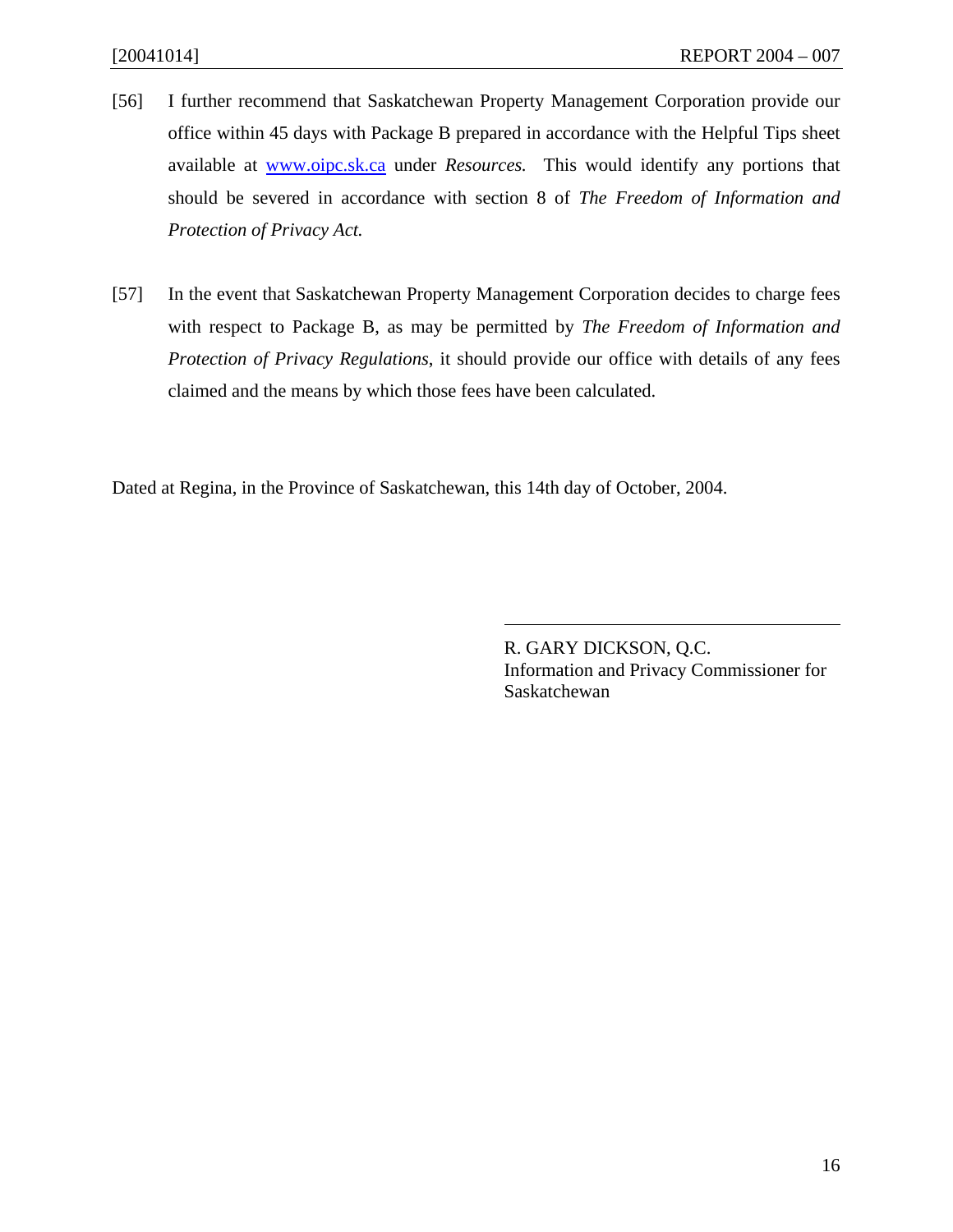[56] I further recommend that Saskatchewan Property Management Corporation provide our office within 45 days with Package B prepared in accordance with the Helpful Tips sheet available at [www.oipc.sk.ca](http://www.oipc.sk.ca) under *Resources.* This would identify any portions that should be severed in accordance with section 8 of *The Freedom of Information and Protection of Privacy Act.*

[57] In the event that Saskatchewan Property Management Corporation decides to charge fees with respect to Package B, as may be permitted by *The Freedom of Information and Protection of Privacy Regulations*, it should provide our office with details of any fees claimed and the means by which those fees have been calculated.

Dated at Regina, in the Province of Saskatchewan, this 14th day of October, 2004.

R. GARY DICKSON, Q.C.
Information and Privacy Commissioner for Saskatchewan